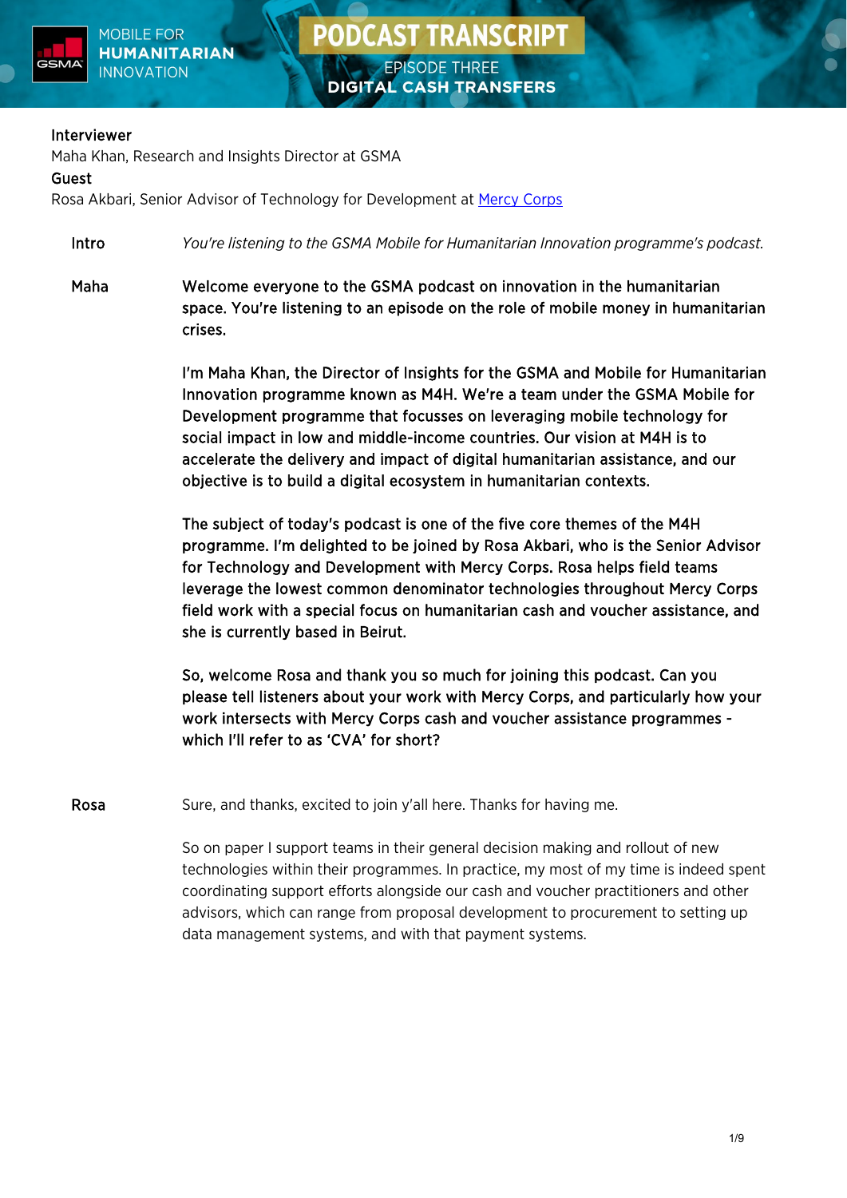MOBILE FOR **HUMANITARIAN** INNOVATION

# PODCAST TRANSCRIPT

## EPISODE THREE
## DIGITAL CASH TRANSFERS

**Interviewer**
Maha Khan, Research and Insights Director at GSMA
**Guest**
Rosa Akbari, Senior Advisor of Technology for Development at [Mercy Corps]

**Intro** — *You're listening to the GSMA Mobile for Humanitarian Innovation programme's podcast.*

**Maha** — **Welcome everyone to the GSMA podcast on innovation in the humanitarian space. You're listening to an episode on the role of mobile money in humanitarian crises.**

**I'm Maha Khan, the Director of Insights for the GSMA and Mobile for Humanitarian Innovation programme known as M4H. We're a team under the GSMA Mobile for Development programme that focusses on leveraging mobile technology for social impact in low and middle-income countries. Our vision at M4H is to accelerate the delivery and impact of digital humanitarian assistance, and our objective is to build a digital ecosystem in humanitarian contexts.**

**The subject of today's podcast is one of the five core themes of the M4H programme. I'm delighted to be joined by Rosa Akbari, who is the Senior Advisor for Technology and Development with Mercy Corps. Rosa helps field teams leverage the lowest common denominator technologies throughout Mercy Corps field work with a special focus on humanitarian cash and voucher assistance, and she is currently based in Beirut.**

**So, welcome Rosa and thank you so much for joining this podcast. Can you please tell listeners about your work with Mercy Corps, and particularly how your work intersects with Mercy Corps cash and voucher assistance programmes - which I'll refer to as 'CVA' for short?**

**Rosa** — Sure, and thanks, excited to join y'all here. Thanks for having me.

So on paper I support teams in their general decision making and rollout of new technologies within their programmes. In practice, my most of my time is indeed spent coordinating support efforts alongside our cash and voucher practitioners and other advisors, which can range from proposal development to procurement to setting up data management systems, and with that payment systems.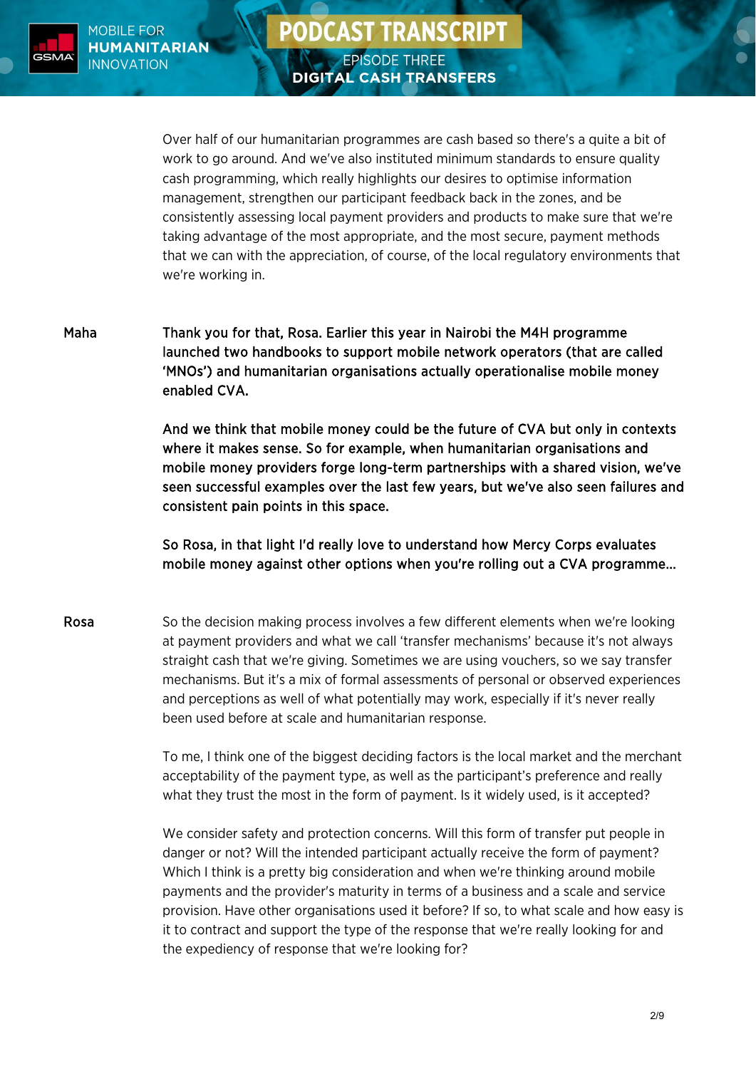Over half of our humanitarian programmes are cash based so there's a quite a bit of work to go around. And we've also instituted minimum standards to ensure quality cash programming, which really highlights our desires to optimise information management, strengthen our participant feedback back in the zones, and be consistently assessing local payment providers and products to make sure that we're taking advantage of the most appropriate, and the most secure, payment methods that we can with the appreciation, of course, of the local regulatory environments that we're working in.

**Maha**

**Thank you for that, Rosa. Earlier this year in Nairobi the M4H programme launched two handbooks to support mobile network operators (that are called 'MNOs') and humanitarian organisations actually operationalise mobile money enabled CVA.**

**And we think that mobile money could be the future of CVA but only in contexts where it makes sense. So for example, when humanitarian organisations and mobile money providers forge long-term partnerships with a shared vision, we've seen successful examples over the last few years, but we've also seen failures and consistent pain points in this space.**

**So Rosa, in that light I'd really love to understand how Mercy Corps evaluates mobile money against other options when you're rolling out a CVA programme...**

**Rosa**

So the decision making process involves a few different elements when we're looking at payment providers and what we call 'transfer mechanisms' because it's not always straight cash that we're giving. Sometimes we are using vouchers, so we say transfer mechanisms. But it's a mix of formal assessments of personal or observed experiences and perceptions as well of what potentially may work, especially if it's never really been used before at scale and humanitarian response.

To me, I think one of the biggest deciding factors is the local market and the merchant acceptability of the payment type, as well as the participant's preference and really what they trust the most in the form of payment. Is it widely used, is it accepted?

We consider safety and protection concerns. Will this form of transfer put people in danger or not? Will the intended participant actually receive the form of payment? Which I think is a pretty big consideration and when we're thinking around mobile payments and the provider's maturity in terms of a business and a scale and service provision. Have other organisations used it before? If so, to what scale and how easy is it to contract and support the type of the response that we're really looking for and the expediency of response that we're looking for?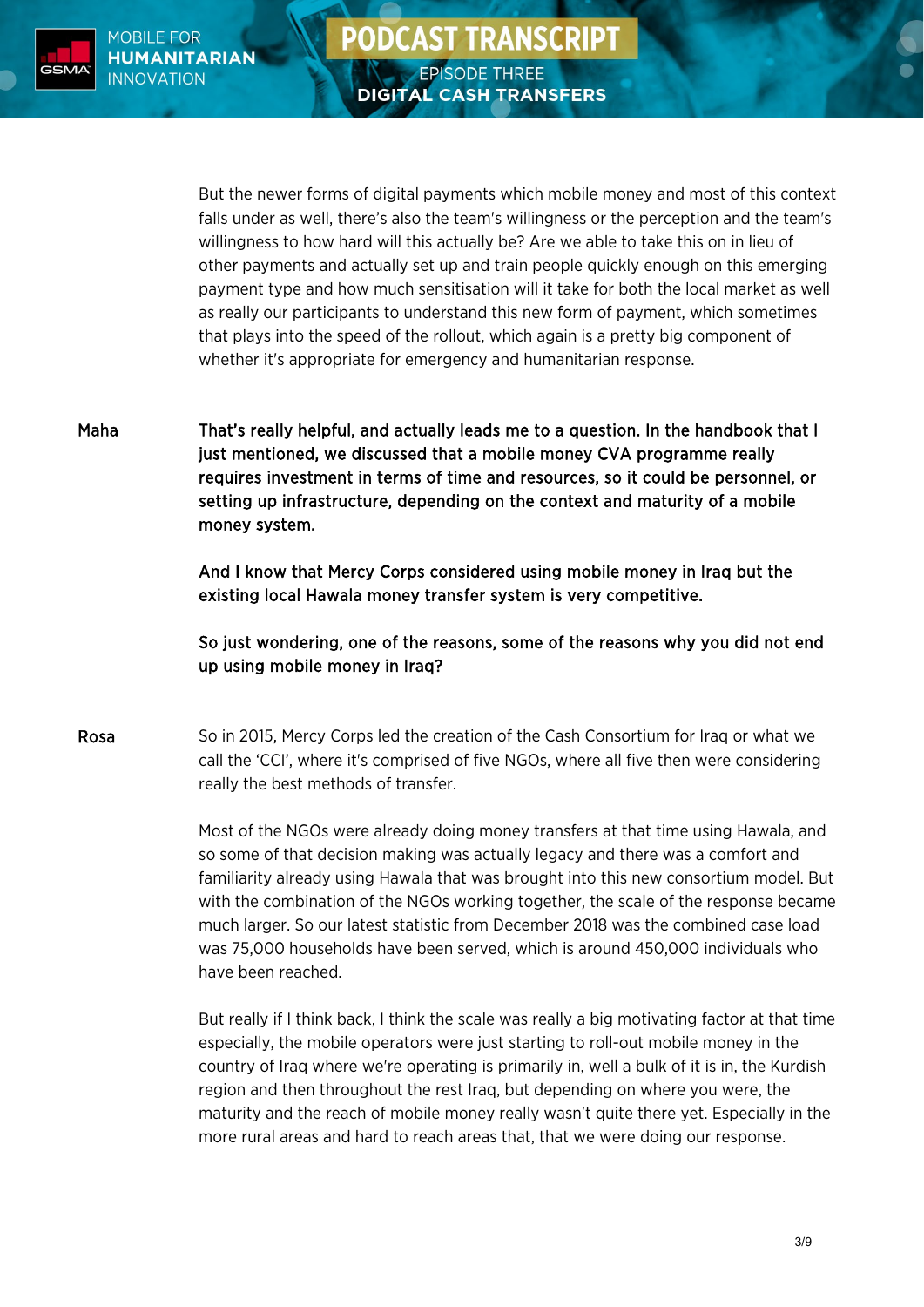But the newer forms of digital payments which mobile money and most of this context falls under as well, there's also the team's willingness or the perception and the team's willingness to how hard will this actually be? Are we able to take this on in lieu of other payments and actually set up and train people quickly enough on this emerging payment type and how much sensitisation will it take for both the local market as well as really our participants to understand this new form of payment, which sometimes that plays into the speed of the rollout, which again is a pretty big component of whether it's appropriate for emergency and humanitarian response.

**Maha** **That's really helpful, and actually leads me to a question. In the handbook that I just mentioned, we discussed that a mobile money CVA programme really requires investment in terms of time and resources, so it could be personnel, or setting up infrastructure, depending on the context and maturity of a mobile money system.**

**And I know that Mercy Corps considered using mobile money in Iraq but the existing local Hawala money transfer system is very competitive.**

**So just wondering, one of the reasons, some of the reasons why you did not end up using mobile money in Iraq?**

**Rosa** So in 2015, Mercy Corps led the creation of the Cash Consortium for Iraq or what we call the 'CCI', where it's comprised of five NGOs, where all five then were considering really the best methods of transfer.

Most of the NGOs were already doing money transfers at that time using Hawala, and so some of that decision making was actually legacy and there was a comfort and familiarity already using Hawala that was brought into this new consortium model. But with the combination of the NGOs working together, the scale of the response became much larger. So our latest statistic from December 2018 was the combined case load was 75,000 households have been served, which is around 450,000 individuals who have been reached.

But really if I think back, I think the scale was really a big motivating factor at that time especially, the mobile operators were just starting to roll-out mobile money in the country of Iraq where we're operating is primarily in, well a bulk of it is in, the Kurdish region and then throughout the rest Iraq, but depending on where you were, the maturity and the reach of mobile money really wasn't quite there yet. Especially in the more rural areas and hard to reach areas that, that we were doing our response.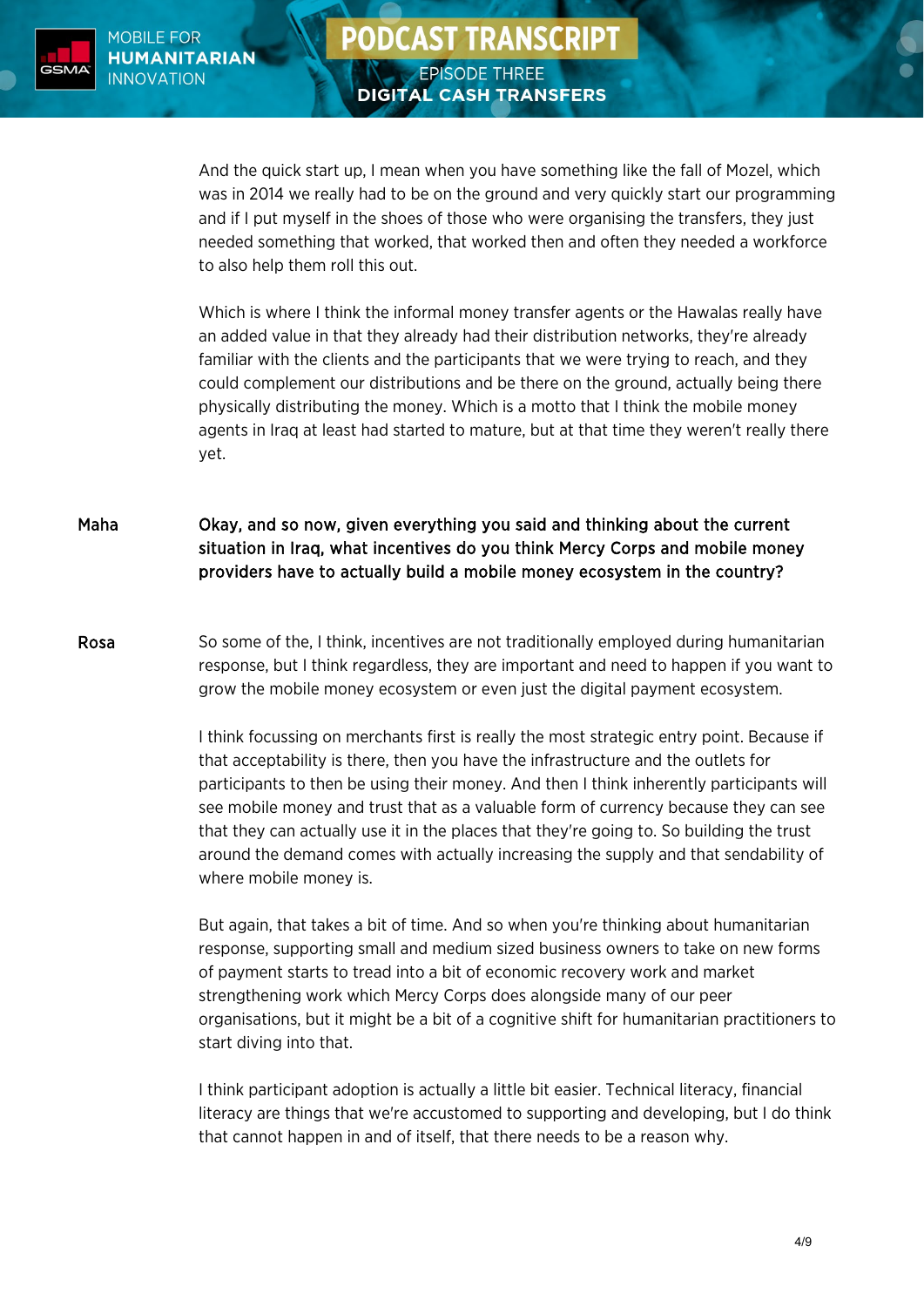And the quick start up, I mean when you have something like the fall of Mozel, which was in 2014 we really had to be on the ground and very quickly start our programming and if I put myself in the shoes of those who were organising the transfers, they just needed something that worked, that worked then and often they needed a workforce to also help them roll this out.

Which is where I think the informal money transfer agents or the Hawalas really have an added value in that they already had their distribution networks, they're already familiar with the clients and the participants that we were trying to reach, and they could complement our distributions and be there on the ground, actually being there physically distributing the money. Which is a motto that I think the mobile money agents in Iraq at least had started to mature, but at that time they weren't really there yet.

**Maha** **Okay, and so now, given everything you said and thinking about the current situation in Iraq, what incentives do you think Mercy Corps and mobile money providers have to actually build a mobile money ecosystem in the country?**

**Rosa** So some of the, I think, incentives are not traditionally employed during humanitarian response, but I think regardless, they are important and need to happen if you want to grow the mobile money ecosystem or even just the digital payment ecosystem.

I think focussing on merchants first is really the most strategic entry point. Because if that acceptability is there, then you have the infrastructure and the outlets for participants to then be using their money. And then I think inherently participants will see mobile money and trust that as a valuable form of currency because they can see that they can actually use it in the places that they're going to. So building the trust around the demand comes with actually increasing the supply and that sendability of where mobile money is.

But again, that takes a bit of time. And so when you're thinking about humanitarian response, supporting small and medium sized business owners to take on new forms of payment starts to tread into a bit of economic recovery work and market strengthening work which Mercy Corps does alongside many of our peer organisations, but it might be a bit of a cognitive shift for humanitarian practitioners to start diving into that.

I think participant adoption is actually a little bit easier. Technical literacy, financial literacy are things that we're accustomed to supporting and developing, but I do think that cannot happen in and of itself, that there needs to be a reason why.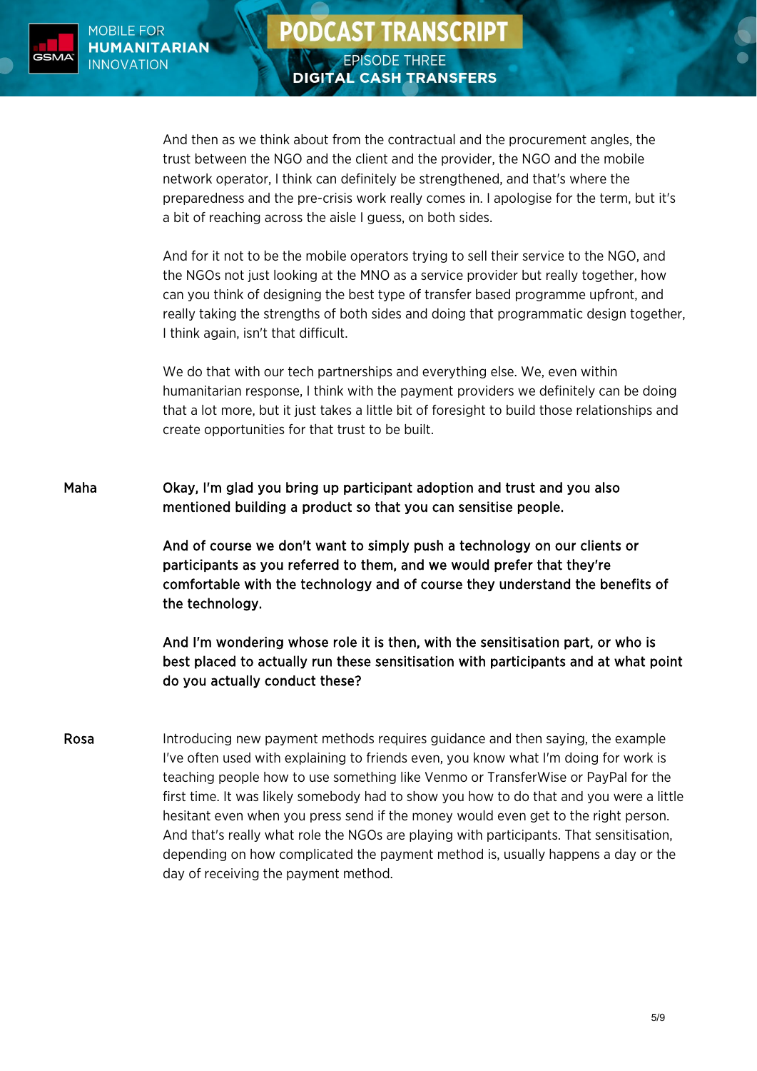And then as we think about from the contractual and the procurement angles, the trust between the NGO and the client and the provider, the NGO and the mobile network operator, I think can definitely be strengthened, and that's where the preparedness and the pre-crisis work really comes in. I apologise for the term, but it's a bit of reaching across the aisle I guess, on both sides.

And for it not to be the mobile operators trying to sell their service to the NGO, and the NGOs not just looking at the MNO as a service provider but really together, how can you think of designing the best type of transfer based programme upfront, and really taking the strengths of both sides and doing that programmatic design together, I think again, isn't that difficult.

We do that with our tech partnerships and everything else. We, even within humanitarian response, I think with the payment providers we definitely can be doing that a lot more, but it just takes a little bit of foresight to build those relationships and create opportunities for that trust to be built.

Maha **Okay, I'm glad you bring up participant adoption and trust and you also mentioned building a product so that you can sensitise people.**

**And of course we don't want to simply push a technology on our clients or participants as you referred to them, and we would prefer that they're comfortable with the technology and of course they understand the benefits of the technology.**

**And I'm wondering whose role it is then, with the sensitisation part, or who is best placed to actually run these sensitisation with participants and at what point do you actually conduct these?**

Rosa Introducing new payment methods requires guidance and then saying, the example I've often used with explaining to friends even, you know what I'm doing for work is teaching people how to use something like Venmo or TransferWise or PayPal for the first time. It was likely somebody had to show you how to do that and you were a little hesitant even when you press send if the money would even get to the right person. And that's really what role the NGOs are playing with participants. That sensitisation, depending on how complicated the payment method is, usually happens a day or the day of receiving the payment method.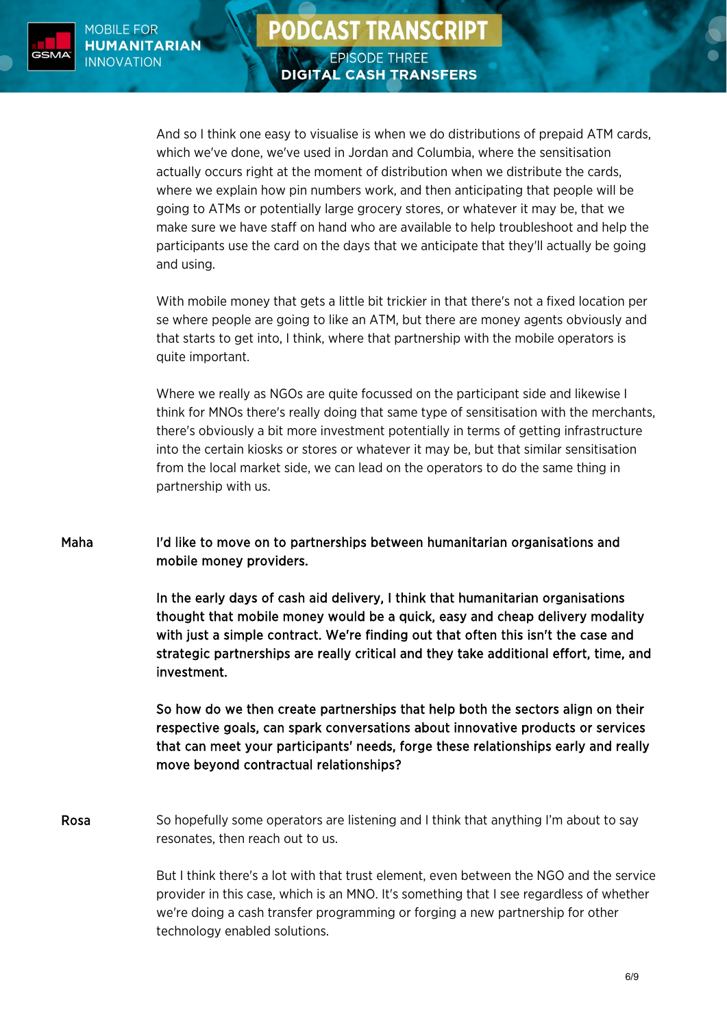And so I think one easy to visualise is when we do distributions of prepaid ATM cards, which we've done, we've used in Jordan and Columbia, where the sensitisation actually occurs right at the moment of distribution when we distribute the cards, where we explain how pin numbers work, and then anticipating that people will be going to ATMs or potentially large grocery stores, or whatever it may be, that we make sure we have staff on hand who are available to help troubleshoot and help the participants use the card on the days that we anticipate that they'll actually be going and using.

With mobile money that gets a little bit trickier in that there's not a fixed location per se where people are going to like an ATM, but there are money agents obviously and that starts to get into, I think, where that partnership with the mobile operators is quite important.

Where we really as NGOs are quite focussed on the participant side and likewise I think for MNOs there's really doing that same type of sensitisation with the merchants, there's obviously a bit more investment potentially in terms of getting infrastructure into the certain kiosks or stores or whatever it may be, but that similar sensitisation from the local market side, we can lead on the operators to do the same thing in partnership with us.

**Maha**

**I'd like to move on to partnerships between humanitarian organisations and mobile money providers.**

**In the early days of cash aid delivery, I think that humanitarian organisations thought that mobile money would be a quick, easy and cheap delivery modality with just a simple contract. We're finding out that often this isn't the case and strategic partnerships are really critical and they take additional effort, time, and investment.**

**So how do we then create partnerships that help both the sectors align on their respective goals, can spark conversations about innovative products or services that can meet your participants' needs, forge these relationships early and really move beyond contractual relationships?**

**Rosa**

So hopefully some operators are listening and I think that anything I'm about to say resonates, then reach out to us.

But I think there's a lot with that trust element, even between the NGO and the service provider in this case, which is an MNO. It's something that I see regardless of whether we're doing a cash transfer programming or forging a new partnership for other technology enabled solutions.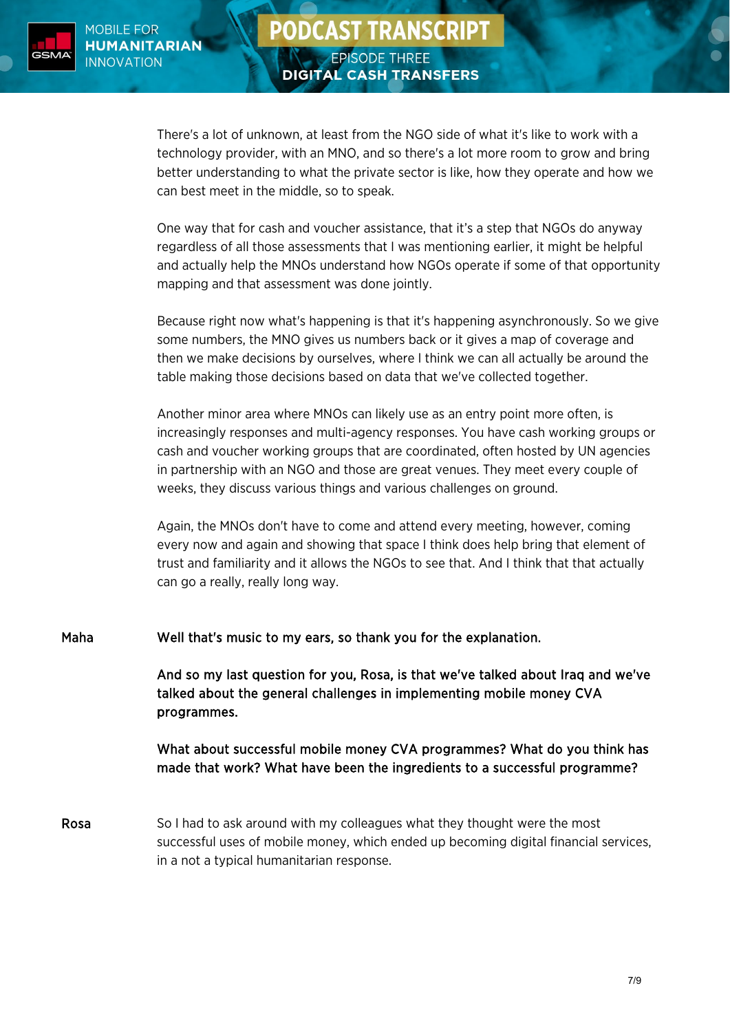There's a lot of unknown, at least from the NGO side of what it's like to work with a technology provider, with an MNO, and so there's a lot more room to grow and bring better understanding to what the private sector is like, how they operate and how we can best meet in the middle, so to speak.

One way that for cash and voucher assistance, that it's a step that NGOs do anyway regardless of all those assessments that I was mentioning earlier, it might be helpful and actually help the MNOs understand how NGOs operate if some of that opportunity mapping and that assessment was done jointly.

Because right now what's happening is that it's happening asynchronously. So we give some numbers, the MNO gives us numbers back or it gives a map of coverage and then we make decisions by ourselves, where I think we can all actually be around the table making those decisions based on data that we've collected together.

Another minor area where MNOs can likely use as an entry point more often, is increasingly responses and multi-agency responses. You have cash working groups or cash and voucher working groups that are coordinated, often hosted by UN agencies in partnership with an NGO and those are great venues. They meet every couple of weeks, they discuss various things and various challenges on ground.

Again, the MNOs don't have to come and attend every meeting, however, coming every now and again and showing that space I think does help bring that element of trust and familiarity and it allows the NGOs to see that. And I think that that actually can go a really, really long way.

**Maha** **Well that's music to my ears, so thank you for the explanation.**

**And so my last question for you, Rosa, is that we've talked about Iraq and we've talked about the general challenges in implementing mobile money CVA programmes.**

**What about successful mobile money CVA programmes? What do you think has made that work? What have been the ingredients to a successful programme?**

**Rosa** So I had to ask around with my colleagues what they thought were the most successful uses of mobile money, which ended up becoming digital financial services, in a not a typical humanitarian response.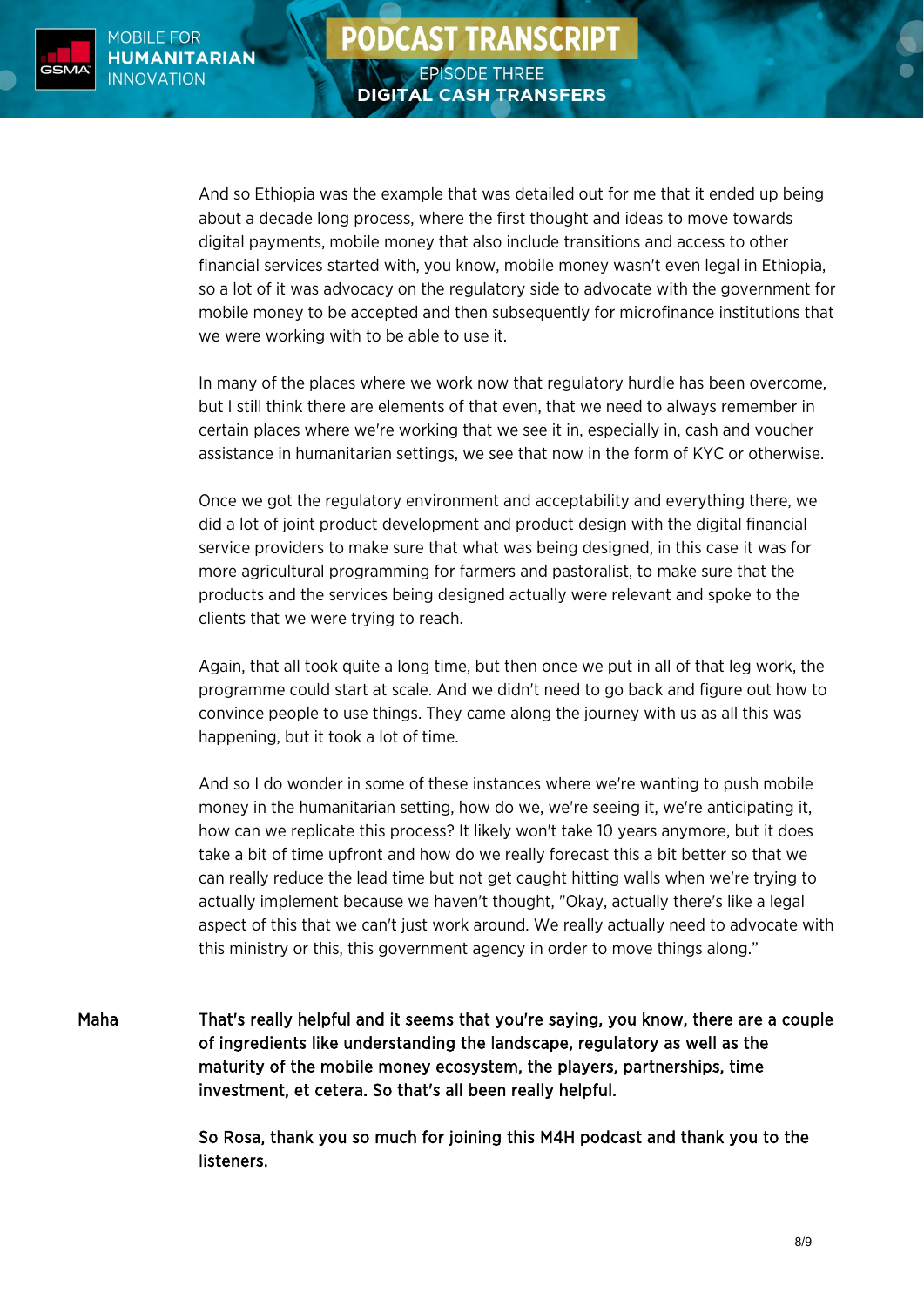And so Ethiopia was the example that was detailed out for me that it ended up being about a decade long process, where the first thought and ideas to move towards digital payments, mobile money that also include transitions and access to other financial services started with, you know, mobile money wasn't even legal in Ethiopia, so a lot of it was advocacy on the regulatory side to advocate with the government for mobile money to be accepted and then subsequently for microfinance institutions that we were working with to be able to use it.

In many of the places where we work now that regulatory hurdle has been overcome, but I still think there are elements of that even, that we need to always remember in certain places where we're working that we see it in, especially in, cash and voucher assistance in humanitarian settings, we see that now in the form of KYC or otherwise.

Once we got the regulatory environment and acceptability and everything there, we did a lot of joint product development and product design with the digital financial service providers to make sure that what was being designed, in this case it was for more agricultural programming for farmers and pastoralist, to make sure that the products and the services being designed actually were relevant and spoke to the clients that we were trying to reach.

Again, that all took quite a long time, but then once we put in all of that leg work, the programme could start at scale. And we didn't need to go back and figure out how to convince people to use things. They came along the journey with us as all this was happening, but it took a lot of time.

And so I do wonder in some of these instances where we're wanting to push mobile money in the humanitarian setting, how do we, we're seeing it, we're anticipating it, how can we replicate this process? It likely won't take 10 years anymore, but it does take a bit of time upfront and how do we really forecast this a bit better so that we can really reduce the lead time but not get caught hitting walls when we're trying to actually implement because we haven't thought, "Okay, actually there's like a legal aspect of this that we can't just work around. We really actually need to advocate with this ministry or this, this government agency in order to move things along."

**Maha** **That's really helpful and it seems that you're saying, you know, there are a couple of ingredients like understanding the landscape, regulatory as well as the maturity of the mobile money ecosystem, the players, partnerships, time investment, et cetera. So that's all been really helpful.**

**So Rosa, thank you so much for joining this M4H podcast and thank you to the listeners.**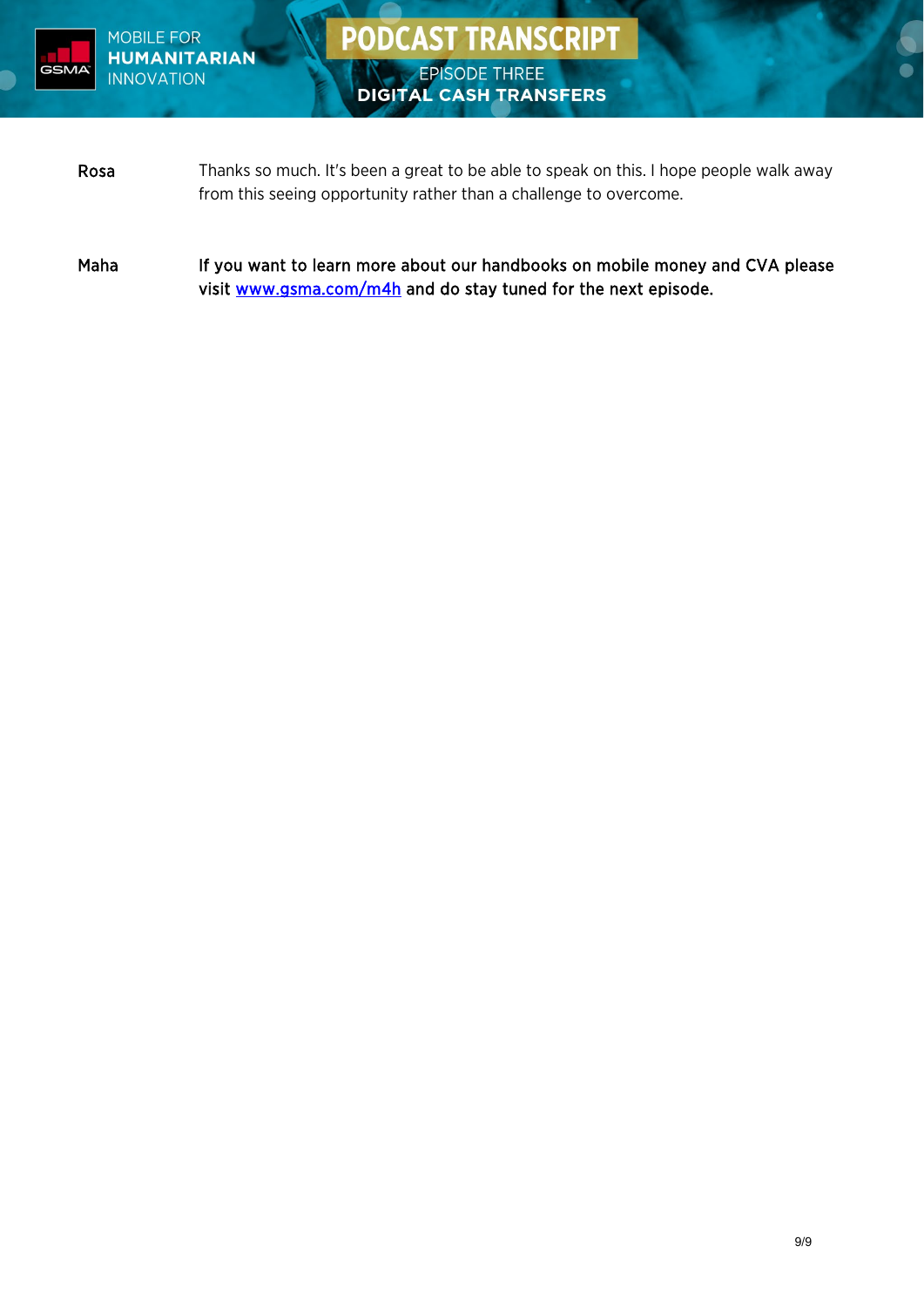**Rosa** Thanks so much. It's been a great to be able to speak on this. I hope people walk away from this seeing opportunity rather than a challenge to overcome.

**Maha** **If you want to learn more about our handbooks on mobile money and CVA please visit [www.gsma.com/m4h](http://www.gsma.com/m4h) and do stay tuned for the next episode.**